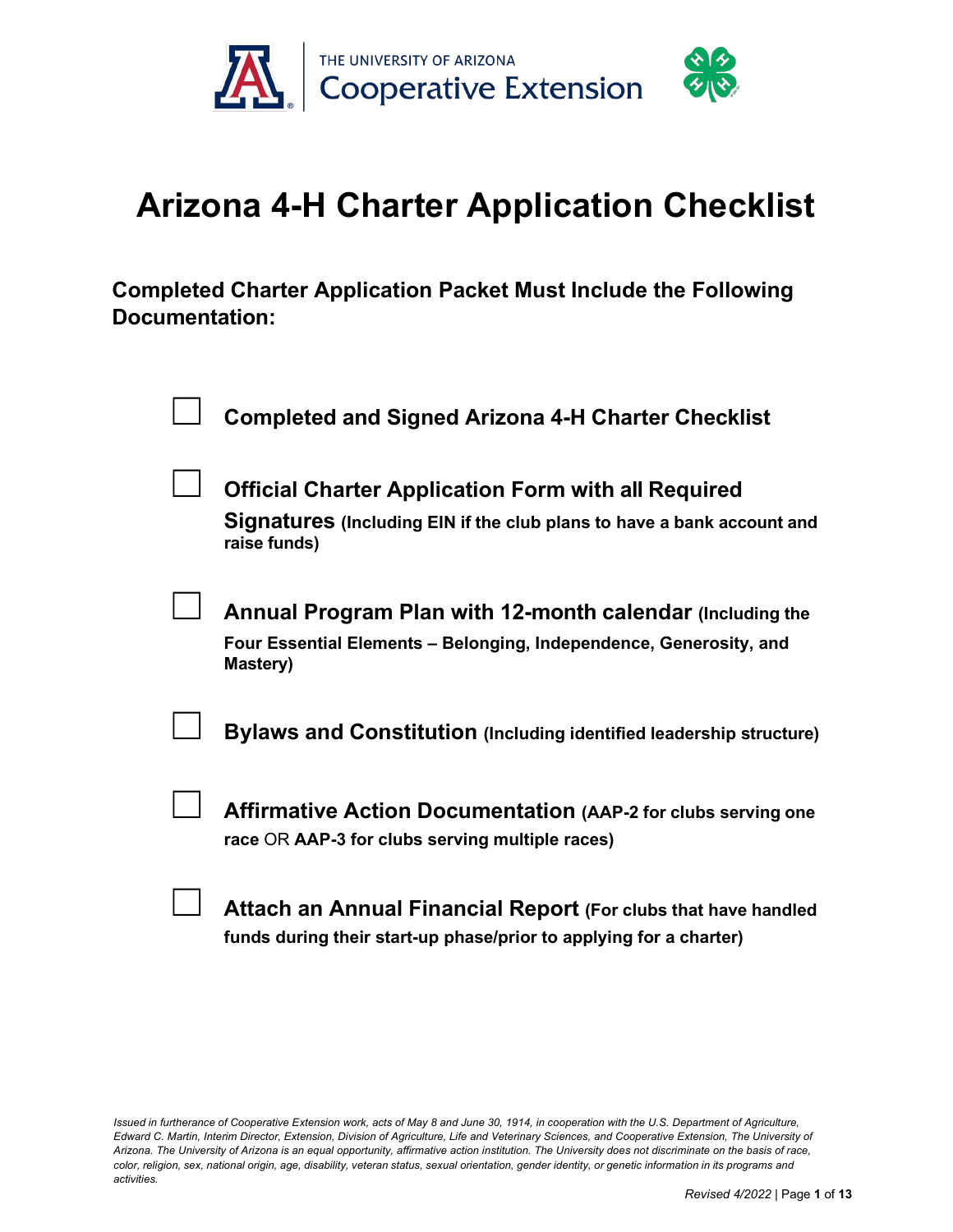THE UNIVERSITY OF ARIZONA
Cooperative Extension

# Arizona 4-H Charter Application Checklist

## Completed Charter Application Packet Must Include the Following Documentation:

- [ ] **Completed and Signed Arizona 4-H Charter Checklist**
- [ ] **Official Charter Application Form with all Required Signatures (Including EIN if the club plans to have a bank account and raise funds)**
- [ ] **Annual Program Plan with 12-month calendar (Including the Four Essential Elements – Belonging, Independence, Generosity, and Mastery)**
- [ ] **Bylaws and Constitution (Including identified leadership structure)**
- [ ] **Affirmative Action Documentation (AAP-2 for clubs serving one race** OR **AAP-3 for clubs serving multiple races)**
- [ ] **Attach an Annual Financial Report (For clubs that have handled funds during their start-up phase/prior to applying for a charter)**

*Issued in furtherance of Cooperative Extension work, acts of May 8 and June 30, 1914, in cooperation with the U.S. Department of Agriculture, Edward C. Martin, Interim Director, Extension, Division of Agriculture, Life and Veterinary Sciences, and Cooperative Extension, The University of Arizona. The University of Arizona is an equal opportunity, affirmative action institution. The University does not discriminate on the basis of race, color, religion, sex, national origin, age, disability, veteran status, sexual orientation, gender identity, or genetic information in its programs and activities.*

*Revised 4/2022*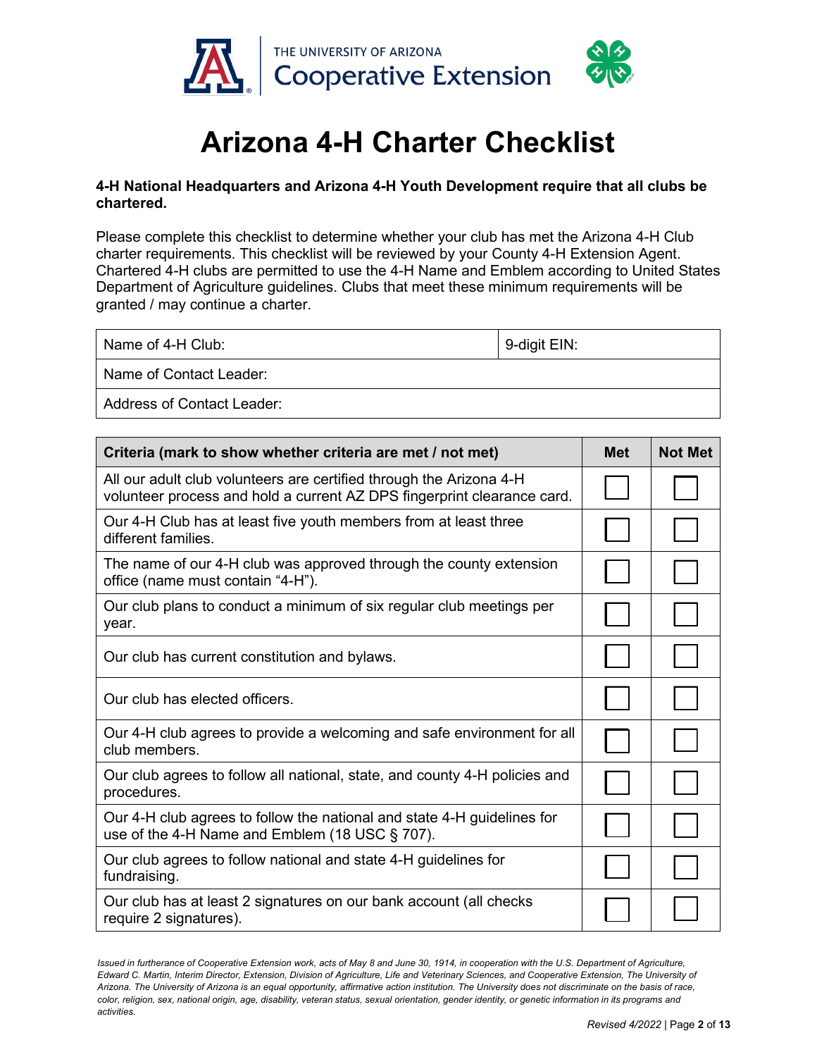THE UNIVERSITY OF ARIZONA
Cooperative Extension

# Arizona 4-H Charter Checklist

**4-H National Headquarters and Arizona 4-H Youth Development require that all clubs be chartered.**

Please complete this checklist to determine whether your club has met the Arizona 4-H Club charter requirements. This checklist will be reviewed by your County 4-H Extension Agent. Chartered 4-H clubs are permitted to use the 4-H Name and Emblem according to United States Department of Agriculture guidelines. Clubs that meet these minimum requirements will be granted / may continue a charter.

| Name of 4-H Club: | 9-digit EIN: |
|---|---|
| Name of Contact Leader: | |
| Address of Contact Leader: | |

| Criteria (mark to show whether criteria are met / not met) | Met | Not Met |
|---|---|---|
| All our adult club volunteers are certified through the Arizona 4-H volunteer process and hold a current AZ DPS fingerprint clearance card. | ☐ | ☐ |
| Our 4-H Club has at least five youth members from at least three different families. | ☐ | ☐ |
| The name of our 4-H club was approved through the county extension office (name must contain "4-H"). | ☐ | ☐ |
| Our club plans to conduct a minimum of six regular club meetings per year. | ☐ | ☐ |
| Our club has current constitution and bylaws. | ☐ | ☐ |
| Our club has elected officers. | ☐ | ☐ |
| Our 4-H club agrees to provide a welcoming and safe environment for all club members. | ☐ | ☐ |
| Our club agrees to follow all national, state, and county 4-H policies and procedures. | ☐ | ☐ |
| Our 4-H club agrees to follow the national and state 4-H guidelines for use of the 4-H Name and Emblem (18 USC § 707). | ☐ | ☐ |
| Our club agrees to follow national and state 4-H guidelines for fundraising. | ☐ | ☐ |
| Our club has at least 2 signatures on our bank account (all checks require 2 signatures). | ☐ | ☐ |

*Issued in furtherance of Cooperative Extension work, acts of May 8 and June 30, 1914, in cooperation with the U.S. Department of Agriculture, Edward C. Martin, Interim Director, Extension, Division of Agriculture, Life and Veterinary Sciences, and Cooperative Extension, The University of Arizona. The University of Arizona is an equal opportunity, affirmative action institution. The University does not discriminate on the basis of race, color, religion, sex, national origin, age, disability, veteran status, sexual orientation, gender identity, or genetic information in its programs and activities.*

*Revised 4/2022*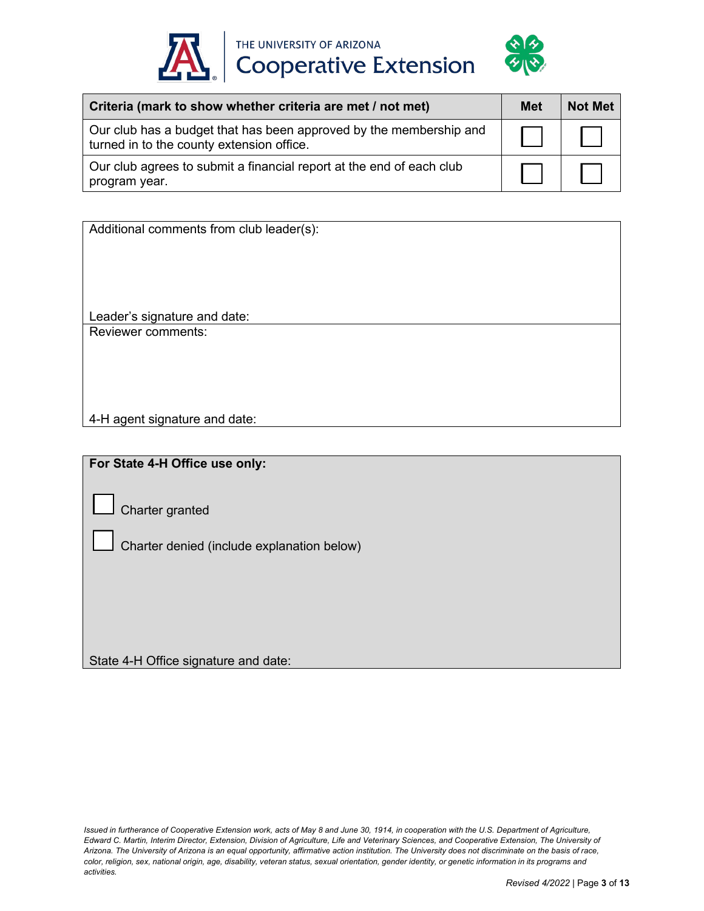| Criteria (mark to show whether criteria are met / not met) | Met | Not Met |
| --- | --- | --- |
| Our club has a budget that has been approved by the membership and turned in to the county extension office. | ☐ | ☐ |
| Our club agrees to submit a financial report at the end of each club program year. | ☐ | ☐ |

Additional comments from club leader(s):

Leader's signature and date:

Reviewer comments:

4-H agent signature and date:

**For State 4-H Office use only:**

☐ Charter granted

☐ Charter denied (include explanation below)

State 4-H Office signature and date:

*Issued in furtherance of Cooperative Extension work, acts of May 8 and June 30, 1914, in cooperation with the U.S. Department of Agriculture, Edward C. Martin, Interim Director, Extension, Division of Agriculture, Life and Veterinary Sciences, and Cooperative Extension, The University of Arizona. The University of Arizona is an equal opportunity, affirmative action institution. The University does not discriminate on the basis of race, color, religion, sex, national origin, age, disability, veteran status, sexual orientation, gender identity, or genetic information in its programs and activities.*

*Revised 4/2022*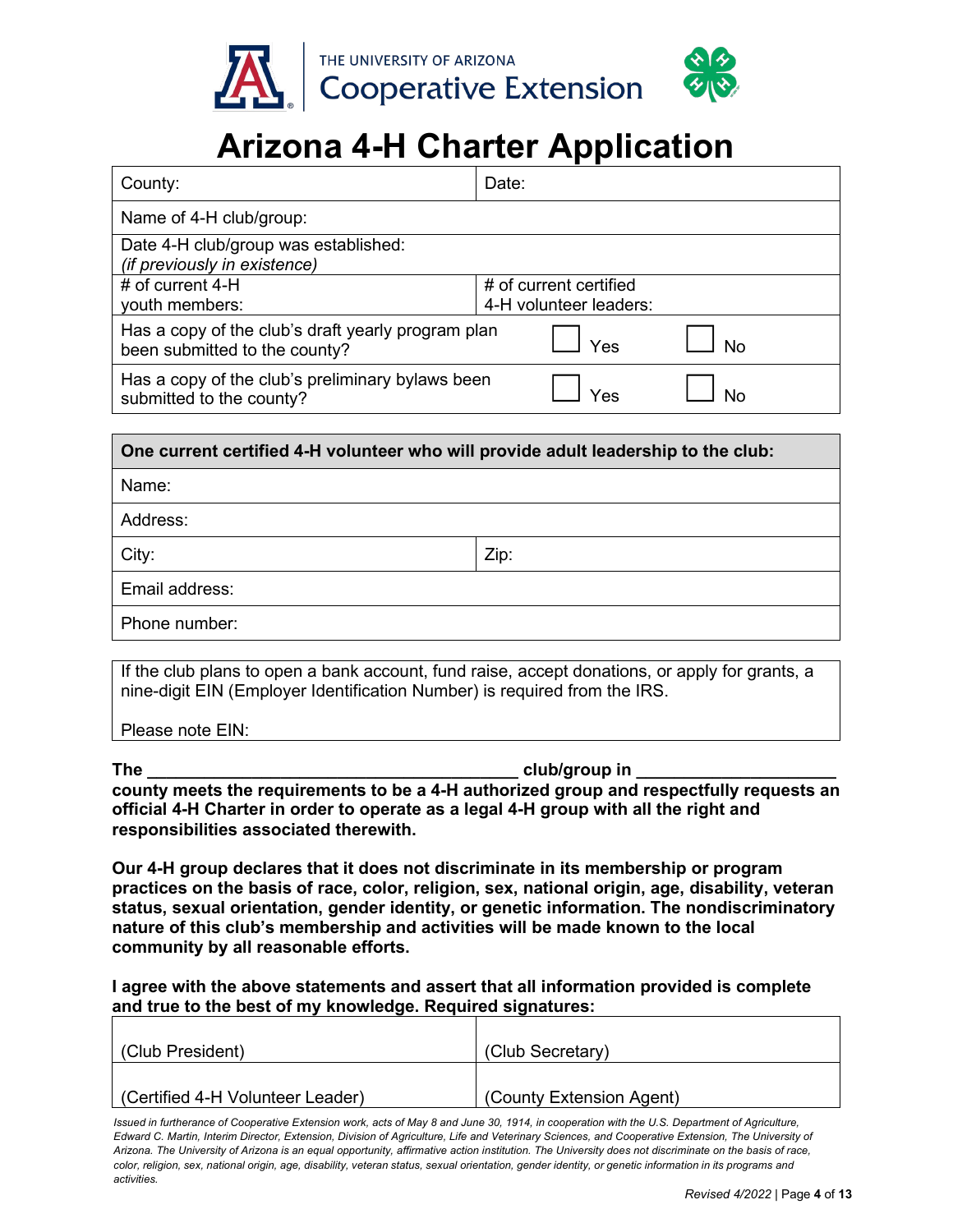THE UNIVERSITY OF ARIZONA
Cooperative Extension

# Arizona 4-H Charter Application

| County: | Date: |
|---|---|
| Name of 4-H club/group: | |
| Date 4-H club/group was established: *(if previously in existence)* | |
| # of current 4-H youth members: | # of current certified 4-H volunteer leaders: |
| Has a copy of the club's draft yearly program plan been submitted to the county? | ☐ Yes ☐ No |
| Has a copy of the club's preliminary bylaws been submitted to the county? | ☐ Yes ☐ No |

| **One current certified 4-H volunteer who will provide adult leadership to the club:** | |
|---|---|
| Name: | |
| Address: | |
| City: | Zip: |
| Email address: | |
| Phone number: | |

If the club plans to open a bank account, fund raise, accept donations, or apply for grants, a nine-digit EIN (Employer Identification Number) is required from the IRS.

Please note EIN:

**The ________________________________________ club/group in ____________________ county meets the requirements to be a 4-H authorized group and respectfully requests an official 4-H Charter in order to operate as a legal 4-H group with all the right and responsibilities associated therewith.**

**Our 4-H group declares that it does not discriminate in its membership or program practices on the basis of race, color, religion, sex, national origin, age, disability, veteran status, sexual orientation, gender identity, or genetic information. The nondiscriminatory nature of this club's membership and activities will be made known to the local community by all reasonable efforts.**

**I agree with the above statements and assert that all information provided is complete and true to the best of my knowledge. Required signatures:**

| | |
|---|---|
| (Club President) | (Club Secretary) |
| (Certified 4-H Volunteer Leader) | (County Extension Agent) |

*Issued in furtherance of Cooperative Extension work, acts of May 8 and June 30, 1914, in cooperation with the U.S. Department of Agriculture, Edward C. Martin, Interim Director, Extension, Division of Agriculture, Life and Veterinary Sciences, and Cooperative Extension, The University of Arizona. The University of Arizona is an equal opportunity, affirmative action institution. The University does not discriminate on the basis of race, color, religion, sex, national origin, age, disability, veteran status, sexual orientation, gender identity, or genetic information in its programs and activities.*

*Revised 4/2022*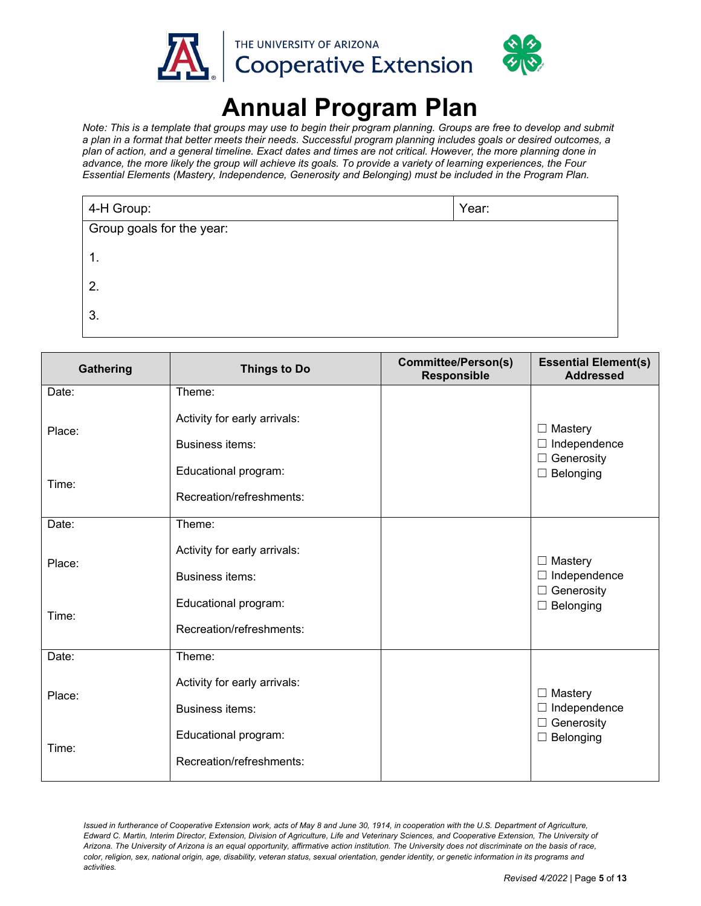THE UNIVERSITY OF ARIZONA
Cooperative Extension

# Annual Program Plan

*Note: This is a template that groups may use to begin their program planning. Groups are free to develop and submit a plan in a format that better meets their needs. Successful program planning includes goals or desired outcomes, a plan of action, and a general timeline. Exact dates and times are not critical. However, the more planning done in advance, the more likely the group will achieve its goals. To provide a variety of learning experiences, the Four Essential Elements (Mastery, Independence, Generosity and Belonging) must be included in the Program Plan.*

| 4-H Group: | Year: |
|---|---|
| Group goals for the year:<br><br>1.<br><br>2.<br><br>3. | |

| Gathering | Things to Do | Committee/Person(s) Responsible | Essential Element(s) Addressed |
|---|---|---|---|
| Date:<br><br>Place:<br><br>Time: | Theme:<br><br>Activity for early arrivals:<br><br>Business items:<br><br>Educational program:<br><br>Recreation/refreshments: | | ☐ Mastery<br>☐ Independence<br>☐ Generosity<br>☐ Belonging |
| Date:<br><br>Place:<br><br>Time: | Theme:<br><br>Activity for early arrivals:<br><br>Business items:<br><br>Educational program:<br><br>Recreation/refreshments: | | ☐ Mastery<br>☐ Independence<br>☐ Generosity<br>☐ Belonging |
| Date:<br><br>Place:<br><br>Time: | Theme:<br><br>Activity for early arrivals:<br><br>Business items:<br><br>Educational program:<br><br>Recreation/refreshments: | | ☐ Mastery<br>☐ Independence<br>☐ Generosity<br>☐ Belonging |

*Issued in furtherance of Cooperative Extension work, acts of May 8 and June 30, 1914, in cooperation with the U.S. Department of Agriculture, Edward C. Martin, Interim Director, Extension, Division of Agriculture, Life and Veterinary Sciences, and Cooperative Extension, The University of Arizona. The University of Arizona is an equal opportunity, affirmative action institution. The University does not discriminate on the basis of race, color, religion, sex, national origin, age, disability, veteran status, sexual orientation, gender identity, or genetic information in its programs and activities.*

*Revised 4/2022*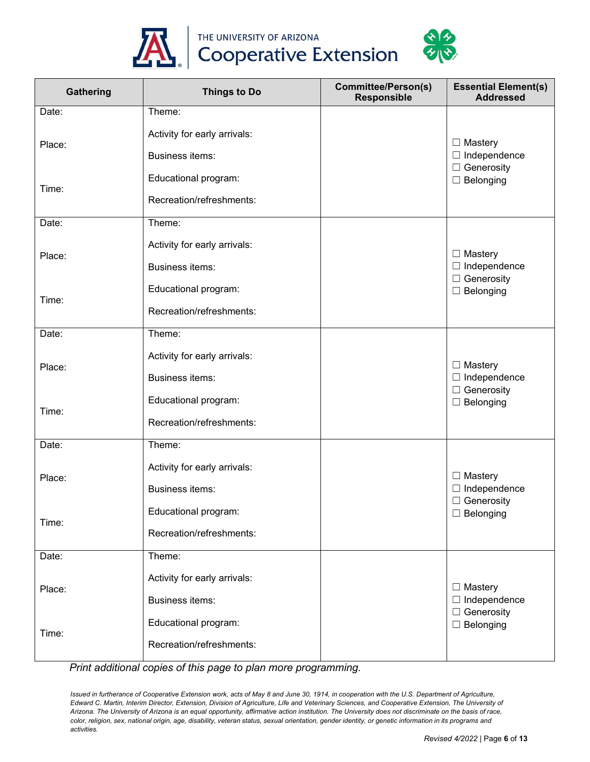| Gathering | Things to Do | Committee/Person(s) Responsible | Essential Element(s) Addressed |
| --- | --- | --- | --- |
| Date:<br><br>Place:<br><br>Time: | Theme:<br><br>Activity for early arrivals:<br><br>Business items:<br><br>Educational program:<br><br>Recreation/refreshments: | | ☐ Mastery<br>☐ Independence<br>☐ Generosity<br>☐ Belonging |
| Date:<br><br>Place:<br><br>Time: | Theme:<br><br>Activity for early arrivals:<br><br>Business items:<br><br>Educational program:<br><br>Recreation/refreshments: | | ☐ Mastery<br>☐ Independence<br>☐ Generosity<br>☐ Belonging |
| Date:<br><br>Place:<br><br>Time: | Theme:<br><br>Activity for early arrivals:<br><br>Business items:<br><br>Educational program:<br><br>Recreation/refreshments: | | ☐ Mastery<br>☐ Independence<br>☐ Generosity<br>☐ Belonging |
| Date:<br><br>Place:<br><br>Time: | Theme:<br><br>Activity for early arrivals:<br><br>Business items:<br><br>Educational program:<br><br>Recreation/refreshments: | | ☐ Mastery<br>☐ Independence<br>☐ Generosity<br>☐ Belonging |
| Date:<br><br>Place:<br><br>Time: | Theme:<br><br>Activity for early arrivals:<br><br>Business items:<br><br>Educational program:<br><br>Recreation/refreshments: | | ☐ Mastery<br>☐ Independence<br>☐ Generosity<br>☐ Belonging |

*Print additional copies of this page to plan more programming.*

*Issued in furtherance of Cooperative Extension work, acts of May 8 and June 30, 1914, in cooperation with the U.S. Department of Agriculture, Edward C. Martin, Interim Director, Extension, Division of Agriculture, Life and Veterinary Sciences, and Cooperative Extension, The University of Arizona. The University of Arizona is an equal opportunity, affirmative action institution. The University does not discriminate on the basis of race, color, religion, sex, national origin, age, disability, veteran status, sexual orientation, gender identity, or genetic information in its programs and activities.*

*Revised 4/2022*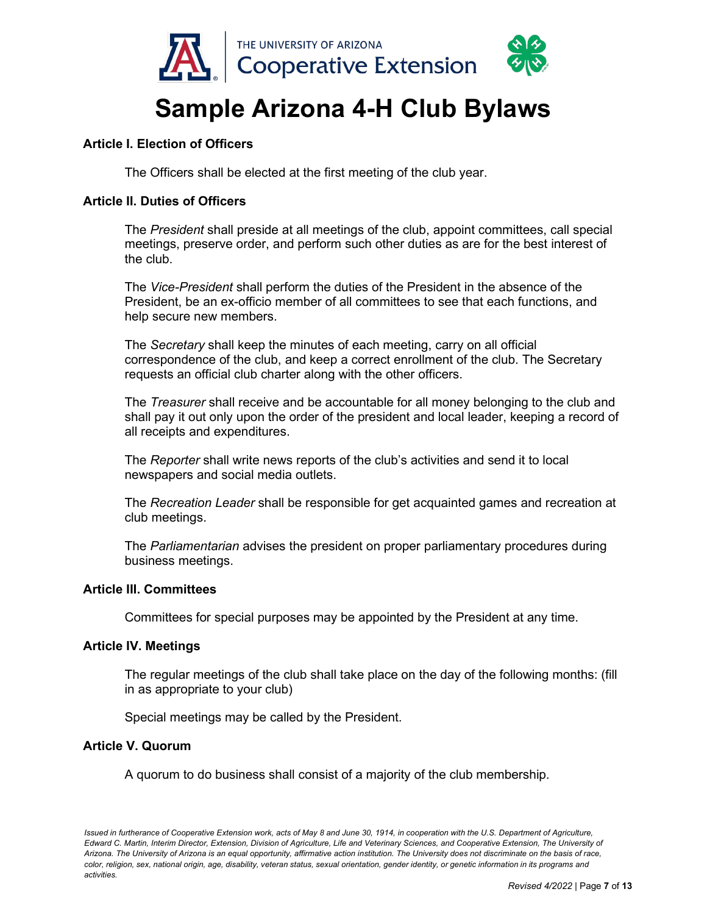# Sample Arizona 4-H Club Bylaws

**Article I. Election of Officers**

The Officers shall be elected at the first meeting of the club year.

**Article II. Duties of Officers**

The *President* shall preside at all meetings of the club, appoint committees, call special meetings, preserve order, and perform such other duties as are for the best interest of the club.

The *Vice-President* shall perform the duties of the President in the absence of the President, be an ex-officio member of all committees to see that each functions, and help secure new members.

The *Secretary* shall keep the minutes of each meeting, carry on all official correspondence of the club, and keep a correct enrollment of the club. The Secretary requests an official club charter along with the other officers.

The *Treasurer* shall receive and be accountable for all money belonging to the club and shall pay it out only upon the order of the president and local leader, keeping a record of all receipts and expenditures.

The *Reporter* shall write news reports of the club's activities and send it to local newspapers and social media outlets.

The *Recreation Leader* shall be responsible for get acquainted games and recreation at club meetings.

The *Parliamentarian* advises the president on proper parliamentary procedures during business meetings.

**Article III. Committees**

Committees for special purposes may be appointed by the President at any time.

**Article IV. Meetings**

The regular meetings of the club shall take place on the day of the following months: (fill in as appropriate to your club)

Special meetings may be called by the President.

**Article V. Quorum**

A quorum to do business shall consist of a majority of the club membership.

*Issued in furtherance of Cooperative Extension work, acts of May 8 and June 30, 1914, in cooperation with the U.S. Department of Agriculture, Edward C. Martin, Interim Director, Extension, Division of Agriculture, Life and Veterinary Sciences, and Cooperative Extension, The University of Arizona. The University of Arizona is an equal opportunity, affirmative action institution. The University does not discriminate on the basis of race, color, religion, sex, national origin, age, disability, veteran status, sexual orientation, gender identity, or genetic information in its programs and activities.*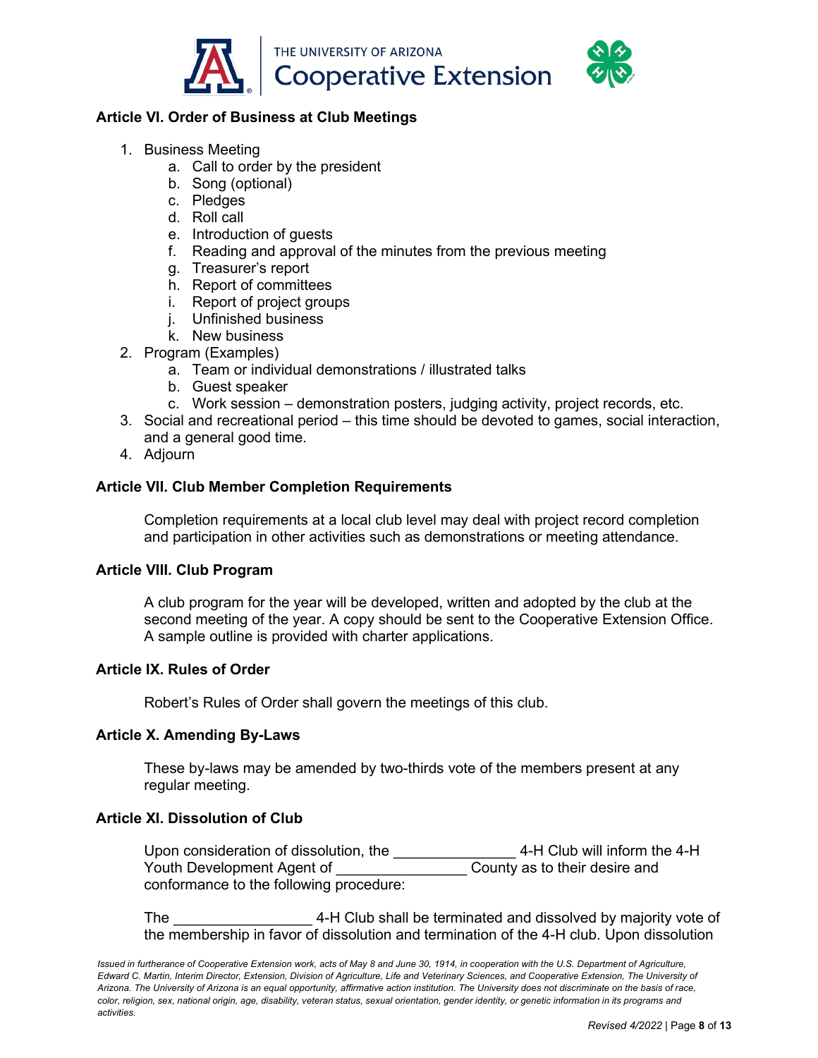**Article VI. Order of Business at Club Meetings**

1. Business Meeting
    a. Call to order by the president
    b. Song (optional)
    c. Pledges
    d. Roll call
    e. Introduction of guests
    f. Reading and approval of the minutes from the previous meeting
    g. Treasurer's report
    h. Report of committees
    i. Report of project groups
    j. Unfinished business
    k. New business
2. Program (Examples)
    a. Team or individual demonstrations / illustrated talks
    b. Guest speaker
    c. Work session – demonstration posters, judging activity, project records, etc.
3. Social and recreational period – this time should be devoted to games, social interaction, and a general good time.
4. Adjourn

**Article VII. Club Member Completion Requirements**

Completion requirements at a local club level may deal with project record completion and participation in other activities such as demonstrations or meeting attendance.

**Article VIII. Club Program**

A club program for the year will be developed, written and adopted by the club at the second meeting of the year. A copy should be sent to the Cooperative Extension Office. A sample outline is provided with charter applications.

**Article IX. Rules of Order**

Robert's Rules of Order shall govern the meetings of this club.

**Article X. Amending By-Laws**

These by-laws may be amended by two-thirds vote of the members present at any regular meeting.

**Article XI. Dissolution of Club**

Upon consideration of dissolution, the _______________ 4-H Club will inform the 4-H Youth Development Agent of ________________ County as to their desire and conformance to the following procedure:

The _________________ 4-H Club shall be terminated and dissolved by majority vote of the membership in favor of dissolution and termination of the 4-H club. Upon dissolution

*Issued in furtherance of Cooperative Extension work, acts of May 8 and June 30, 1914, in cooperation with the U.S. Department of Agriculture, Edward C. Martin, Interim Director, Extension, Division of Agriculture, Life and Veterinary Sciences, and Cooperative Extension, The University of Arizona. The University of Arizona is an equal opportunity, affirmative action institution. The University does not discriminate on the basis of race, color, religion, sex, national origin, age, disability, veteran status, sexual orientation, gender identity, or genetic information in its programs and activities.*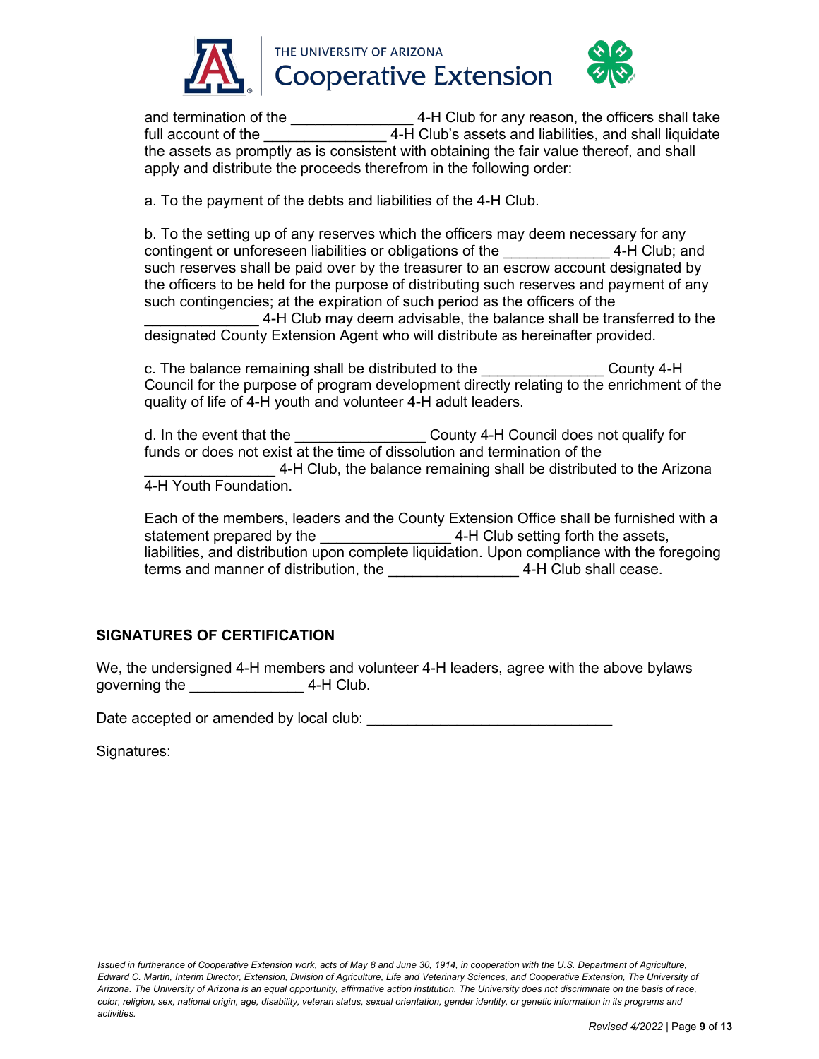and termination of the _______________ 4-H Club for any reason, the officers shall take full account of the _______________ 4-H Club's assets and liabilities, and shall liquidate the assets as promptly as is consistent with obtaining the fair value thereof, and shall apply and distribute the proceeds therefrom in the following order:

a. To the payment of the debts and liabilities of the 4-H Club.

b. To the setting up of any reserves which the officers may deem necessary for any contingent or unforeseen liabilities or obligations of the _____________ 4-H Club; and such reserves shall be paid over by the treasurer to an escrow account designated by the officers to be held for the purpose of distributing such reserves and payment of any such contingencies; at the expiration of such period as the officers of the ______________ 4-H Club may deem advisable, the balance shall be transferred to the designated County Extension Agent who will distribute as hereinafter provided.

c. The balance remaining shall be distributed to the _______________ County 4-H Council for the purpose of program development directly relating to the enrichment of the quality of life of 4-H youth and volunteer 4-H adult leaders.

d. In the event that the ________________ County 4-H Council does not qualify for funds or does not exist at the time of dissolution and termination of the ________________ 4-H Club, the balance remaining shall be distributed to the Arizona 4-H Youth Foundation.

Each of the members, leaders and the County Extension Office shall be furnished with a statement prepared by the ________________ 4-H Club setting forth the assets, liabilities, and distribution upon complete liquidation. Upon compliance with the foregoing terms and manner of distribution, the ________________ 4-H Club shall cease.

## SIGNATURES OF CERTIFICATION

We, the undersigned 4-H members and volunteer 4-H leaders, agree with the above bylaws governing the ______________ 4-H Club.

Date accepted or amended by local club: ______________________________

Signatures:

*Issued in furtherance of Cooperative Extension work, acts of May 8 and June 30, 1914, in cooperation with the U.S. Department of Agriculture, Edward C. Martin, Interim Director, Extension, Division of Agriculture, Life and Veterinary Sciences, and Cooperative Extension, The University of Arizona. The University of Arizona is an equal opportunity, affirmative action institution. The University does not discriminate on the basis of race, color, religion, sex, national origin, age, disability, veteran status, sexual orientation, gender identity, or genetic information in its programs and activities.*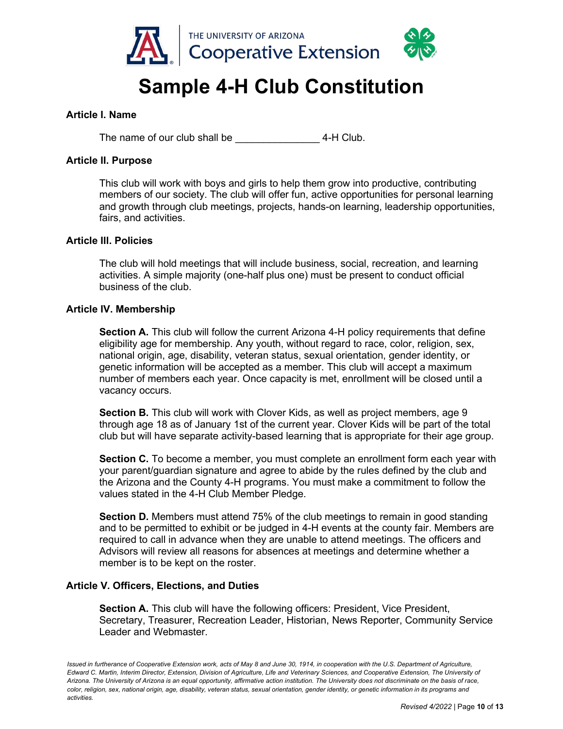# Sample 4-H Club Constitution

**Article I. Name**

The name of our club shall be _______________ 4-H Club.

**Article II. Purpose**

This club will work with boys and girls to help them grow into productive, contributing members of our society. The club will offer fun, active opportunities for personal learning and growth through club meetings, projects, hands-on learning, leadership opportunities, fairs, and activities.

**Article III. Policies**

The club will hold meetings that will include business, social, recreation, and learning activities. A simple majority (one-half plus one) must be present to conduct official business of the club.

**Article IV. Membership**

**Section A.** This club will follow the current Arizona 4-H policy requirements that define eligibility age for membership. Any youth, without regard to race, color, religion, sex, national origin, age, disability, veteran status, sexual orientation, gender identity, or genetic information will be accepted as a member. This club will accept a maximum number of members each year. Once capacity is met, enrollment will be closed until a vacancy occurs.

**Section B.** This club will work with Clover Kids, as well as project members, age 9 through age 18 as of January 1st of the current year. Clover Kids will be part of the total club but will have separate activity-based learning that is appropriate for their age group.

**Section C.** To become a member, you must complete an enrollment form each year with your parent/guardian signature and agree to abide by the rules defined by the club and the Arizona and the County 4-H programs. You must make a commitment to follow the values stated in the 4-H Club Member Pledge.

**Section D.** Members must attend 75% of the club meetings to remain in good standing and to be permitted to exhibit or be judged in 4-H events at the county fair. Members are required to call in advance when they are unable to attend meetings. The officers and Advisors will review all reasons for absences at meetings and determine whether a member is to be kept on the roster.

**Article V. Officers, Elections, and Duties**

**Section A.** This club will have the following officers: President, Vice President, Secretary, Treasurer, Recreation Leader, Historian, News Reporter, Community Service Leader and Webmaster.

*Issued in furtherance of Cooperative Extension work, acts of May 8 and June 30, 1914, in cooperation with the U.S. Department of Agriculture, Edward C. Martin, Interim Director, Extension, Division of Agriculture, Life and Veterinary Sciences, and Cooperative Extension, The University of Arizona. The University of Arizona is an equal opportunity, affirmative action institution. The University does not discriminate on the basis of race, color, religion, sex, national origin, age, disability, veteran status, sexual orientation, gender identity, or genetic information in its programs and activities.*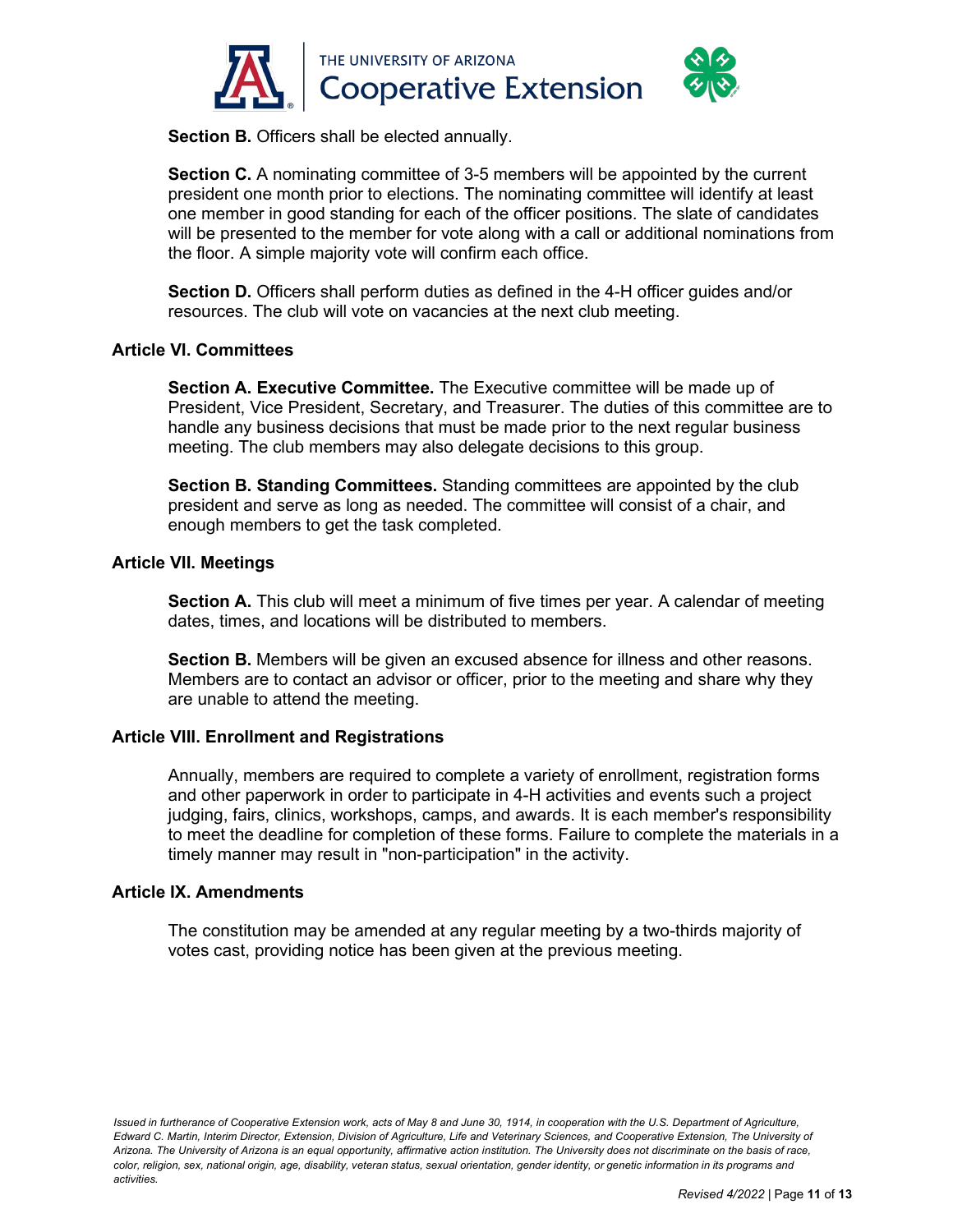**Section B.** Officers shall be elected annually.

**Section C.** A nominating committee of 3-5 members will be appointed by the current president one month prior to elections. The nominating committee will identify at least one member in good standing for each of the officer positions. The slate of candidates will be presented to the member for vote along with a call or additional nominations from the floor. A simple majority vote will confirm each office.

**Section D.** Officers shall perform duties as defined in the 4-H officer guides and/or resources. The club will vote on vacancies at the next club meeting.

### Article VI. Committees

**Section A. Executive Committee.** The Executive committee will be made up of President, Vice President, Secretary, and Treasurer. The duties of this committee are to handle any business decisions that must be made prior to the next regular business meeting. The club members may also delegate decisions to this group.

**Section B. Standing Committees.** Standing committees are appointed by the club president and serve as long as needed. The committee will consist of a chair, and enough members to get the task completed.

### Article VII. Meetings

**Section A.** This club will meet a minimum of five times per year. A calendar of meeting dates, times, and locations will be distributed to members.

**Section B.** Members will be given an excused absence for illness and other reasons. Members are to contact an advisor or officer, prior to the meeting and share why they are unable to attend the meeting.

### Article VIII. Enrollment and Registrations

Annually, members are required to complete a variety of enrollment, registration forms and other paperwork in order to participate in 4-H activities and events such a project judging, fairs, clinics, workshops, camps, and awards. It is each member's responsibility to meet the deadline for completion of these forms. Failure to complete the materials in a timely manner may result in "non-participation" in the activity.

### Article IX. Amendments

The constitution may be amended at any regular meeting by a two-thirds majority of votes cast, providing notice has been given at the previous meeting.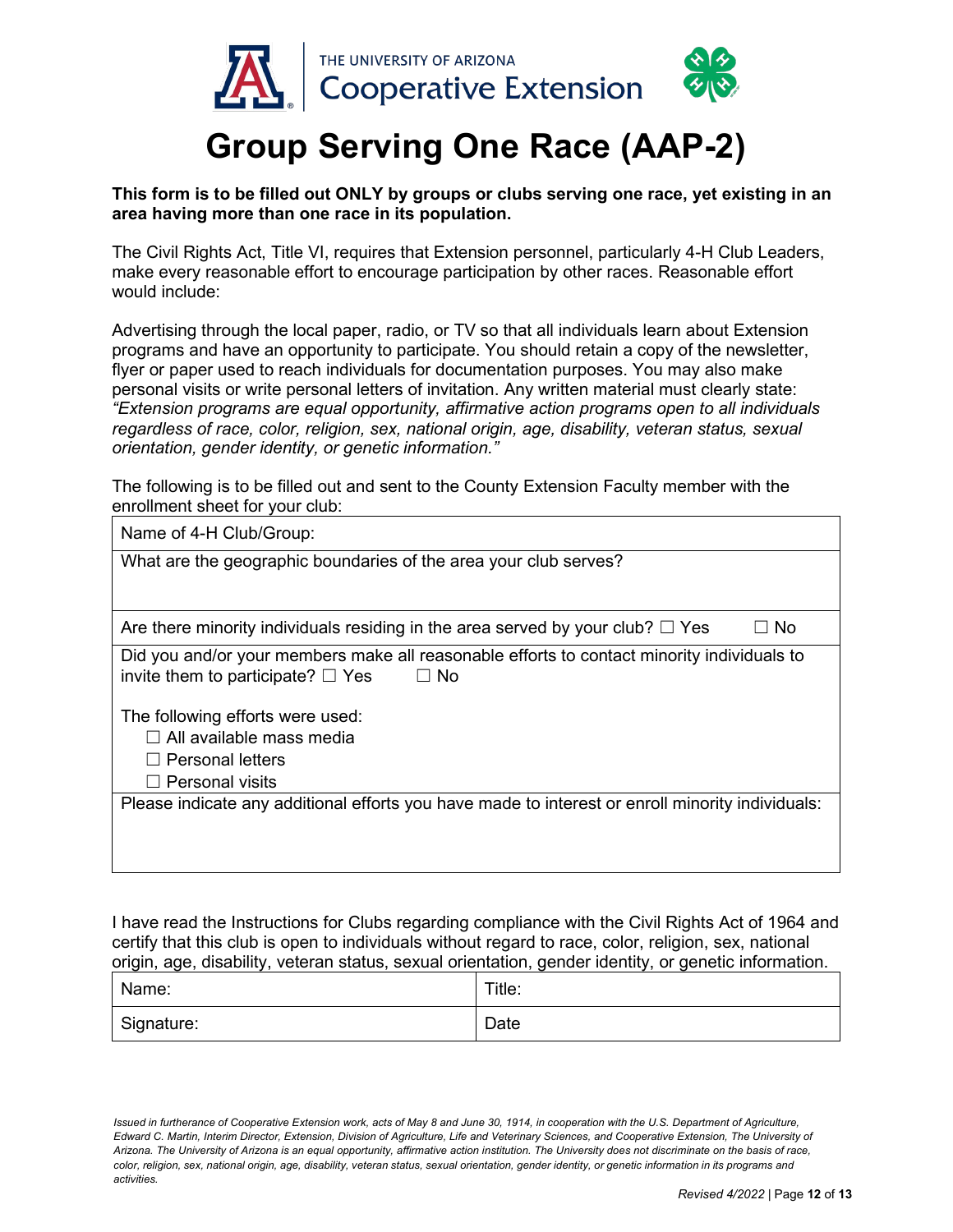THE UNIVERSITY OF ARIZONA
Cooperative Extension

# Group Serving One Race (AAP-2)

**This form is to be filled out ONLY by groups or clubs serving one race, yet existing in an area having more than one race in its population.**

The Civil Rights Act, Title VI, requires that Extension personnel, particularly 4-H Club Leaders, make every reasonable effort to encourage participation by other races. Reasonable effort would include:

Advertising through the local paper, radio, or TV so that all individuals learn about Extension programs and have an opportunity to participate. You should retain a copy of the newsletter, flyer or paper used to reach individuals for documentation purposes. You may also make personal visits or write personal letters of invitation. Any written material must clearly state: *"Extension programs are equal opportunity, affirmative action programs open to all individuals regardless of race, color, religion, sex, national origin, age, disability, veteran status, sexual orientation, gender identity, or genetic information."*

The following is to be filled out and sent to the County Extension Faculty member with the enrollment sheet for your club:

| Name of 4-H Club/Group: |
|---|
| What are the geographic boundaries of the area your club serves? |
| Are there minority individuals residing in the area served by your club? ☐ Yes ☐ No |
| Did you and/or your members make all reasonable efforts to contact minority individuals to invite them to participate? ☐ Yes ☐ No<br><br>The following efforts were used:<br>☐ All available mass media<br>☐ Personal letters<br>☐ Personal visits |
| Please indicate any additional efforts you have made to interest or enroll minority individuals: |

I have read the Instructions for Clubs regarding compliance with the Civil Rights Act of 1964 and certify that this club is open to individuals without regard to race, color, religion, sex, national origin, age, disability, veteran status, sexual orientation, gender identity, or genetic information.

| Name: | Title: |
|---|---|
| Signature: | Date |

*Issued in furtherance of Cooperative Extension work, acts of May 8 and June 30, 1914, in cooperation with the U.S. Department of Agriculture, Edward C. Martin, Interim Director, Extension, Division of Agriculture, Life and Veterinary Sciences, and Cooperative Extension, The University of Arizona. The University of Arizona is an equal opportunity, affirmative action institution. The University does not discriminate on the basis of race, color, religion, sex, national origin, age, disability, veteran status, sexual orientation, gender identity, or genetic information in its programs and activities.*

*Revised 4/2022*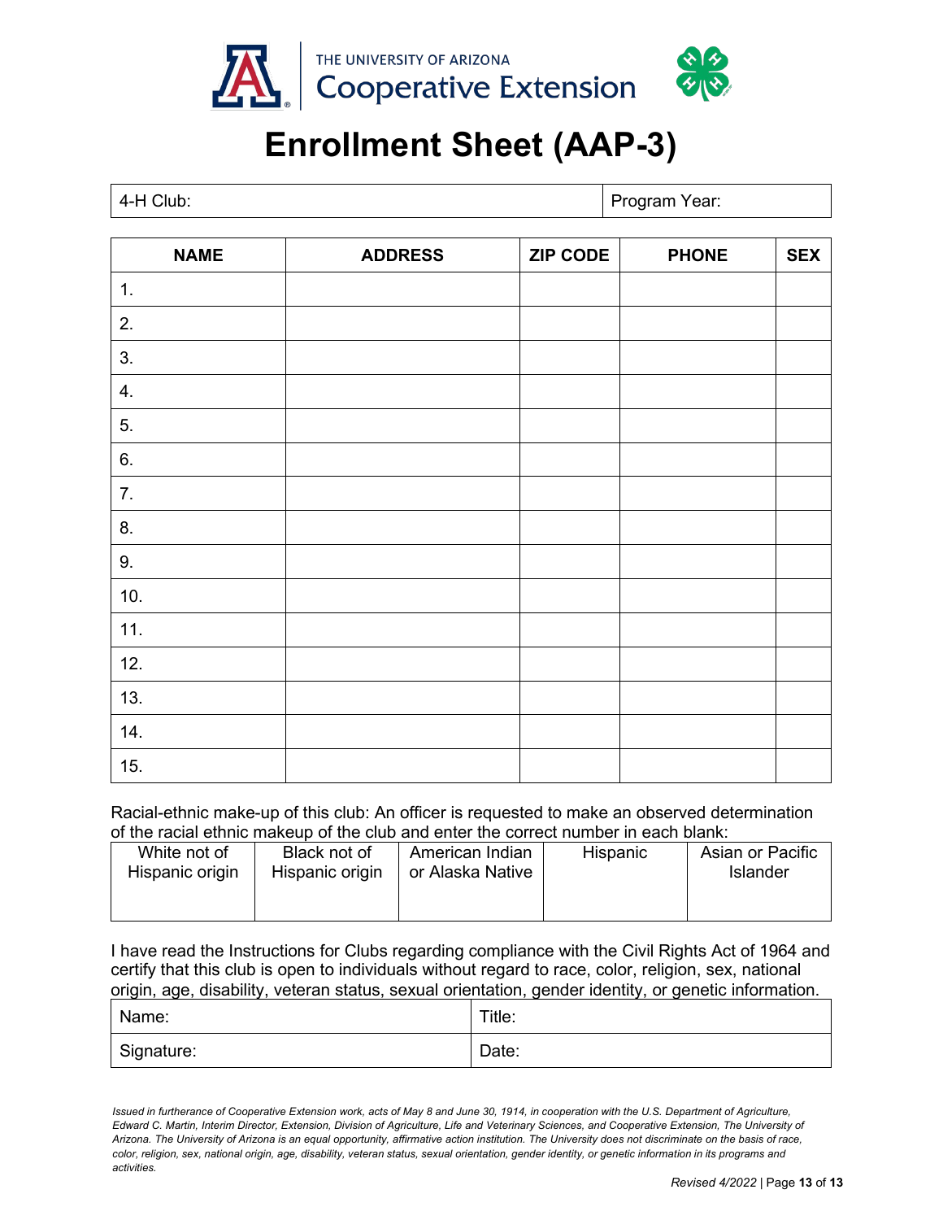THE UNIVERSITY OF ARIZONA
Cooperative Extension

# Enrollment Sheet (AAP-3)

| 4-H Club: | Program Year: |
|---|---|

| NAME | ADDRESS | ZIP CODE | PHONE | SEX |
|---|---|---|---|---|
| 1. | | | | |
| 2. | | | | |
| 3. | | | | |
| 4. | | | | |
| 5. | | | | |
| 6. | | | | |
| 7. | | | | |
| 8. | | | | |
| 9. | | | | |
| 10. | | | | |
| 11. | | | | |
| 12. | | | | |
| 13. | | | | |
| 14. | | | | |
| 15. | | | | |

Racial-ethnic make-up of this club: An officer is requested to make an observed determination of the racial ethnic makeup of the club and enter the correct number in each blank:

| White not of Hispanic origin | Black not of Hispanic origin | American Indian or Alaska Native | Hispanic | Asian or Pacific Islander |
|---|---|---|---|---|
| | | | | |

I have read the Instructions for Clubs regarding compliance with the Civil Rights Act of 1964 and certify that this club is open to individuals without regard to race, color, religion, sex, national origin, age, disability, veteran status, sexual orientation, gender identity, or genetic information.

| Name: | Title: |
|---|---|
| Signature: | Date: |

*Issued in furtherance of Cooperative Extension work, acts of May 8 and June 30, 1914, in cooperation with the U.S. Department of Agriculture, Edward C. Martin, Interim Director, Extension, Division of Agriculture, Life and Veterinary Sciences, and Cooperative Extension, The University of Arizona. The University of Arizona is an equal opportunity, affirmative action institution. The University does not discriminate on the basis of race, color, religion, sex, national origin, age, disability, veteran status, sexual orientation, gender identity, or genetic information in its programs and activities.*

*Revised 4/2022*